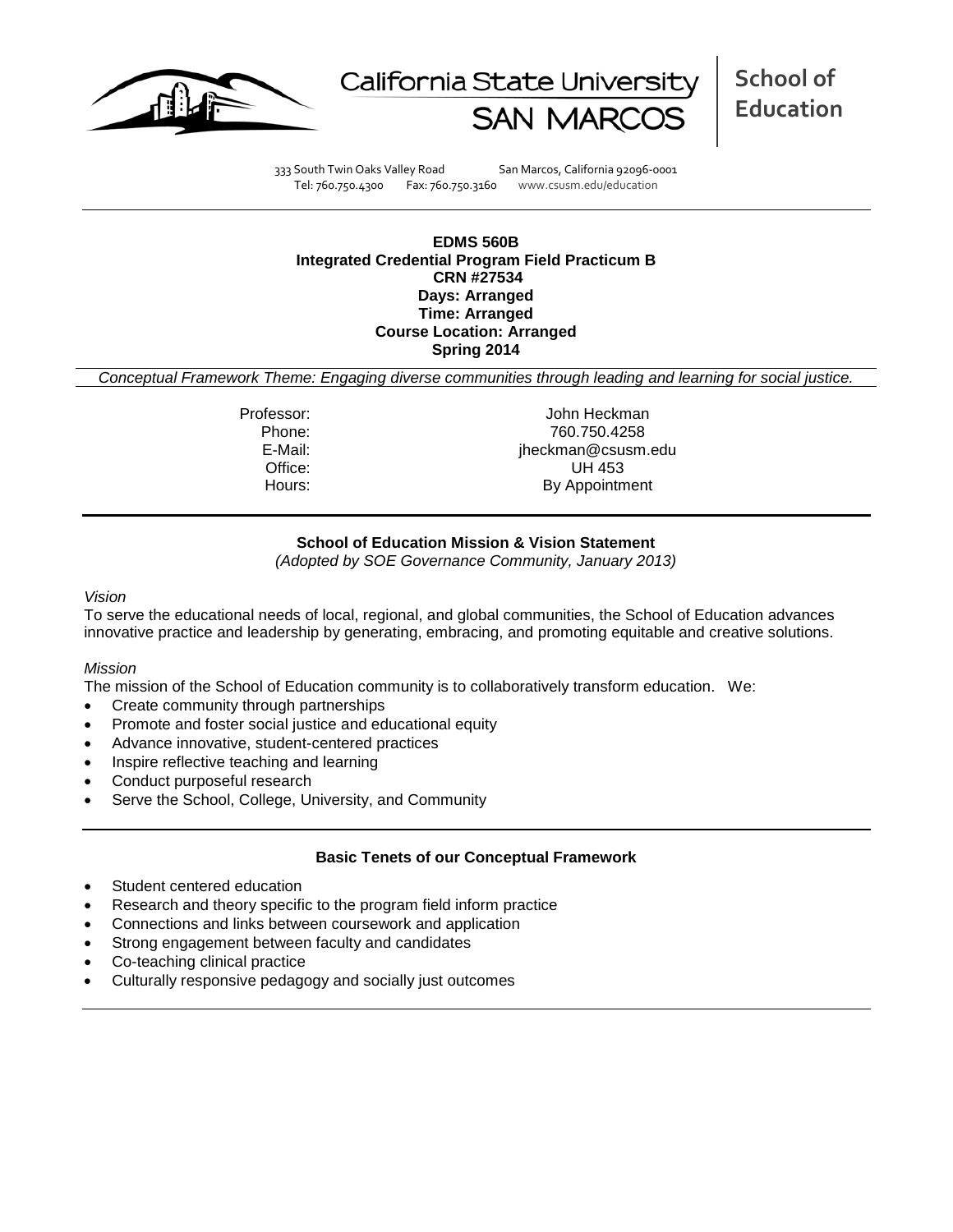California State University SAN MARCOS

**School of Education**

333 South Twin Oaks Valley Road San Marcos, California 92096-0001
Tel: 760.750.4300 Fax: 760.750.3160 www.csusm.edu/education

---

**EDMS 560B**
**Integrated Credential Program Field Practicum B**
**CRN #27534**
**Days: Arranged**
**Time: Arranged**
**Course Location: Arranged**
**Spring 2014**

*Conceptual Framework Theme: Engaging diverse communities through leading and learning for social justice.*

| | |
|---|---|
| Professor: | John Heckman |
| Phone: | 760.750.4258 |
| E-Mail: | jheckman@csusm.edu |
| Office: | UH 453 |
| Hours: | By Appointment |

---

## School of Education Mission & Vision Statement

*(Adopted by SOE Governance Community, January 2013)*

*Vision*

To serve the educational needs of local, regional, and global communities, the School of Education advances innovative practice and leadership by generating, embracing, and promoting equitable and creative solutions.

*Mission*

The mission of the School of Education community is to collaboratively transform education. We:

- Create community through partnerships
- Promote and foster social justice and educational equity
- Advance innovative, student-centered practices
- Inspire reflective teaching and learning
- Conduct purposeful research
- Serve the School, College, University, and Community

---

## Basic Tenets of our Conceptual Framework

- Student centered education
- Research and theory specific to the program field inform practice
- Connections and links between coursework and application
- Strong engagement between faculty and candidates
- Co-teaching clinical practice
- Culturally responsive pedagogy and socially just outcomes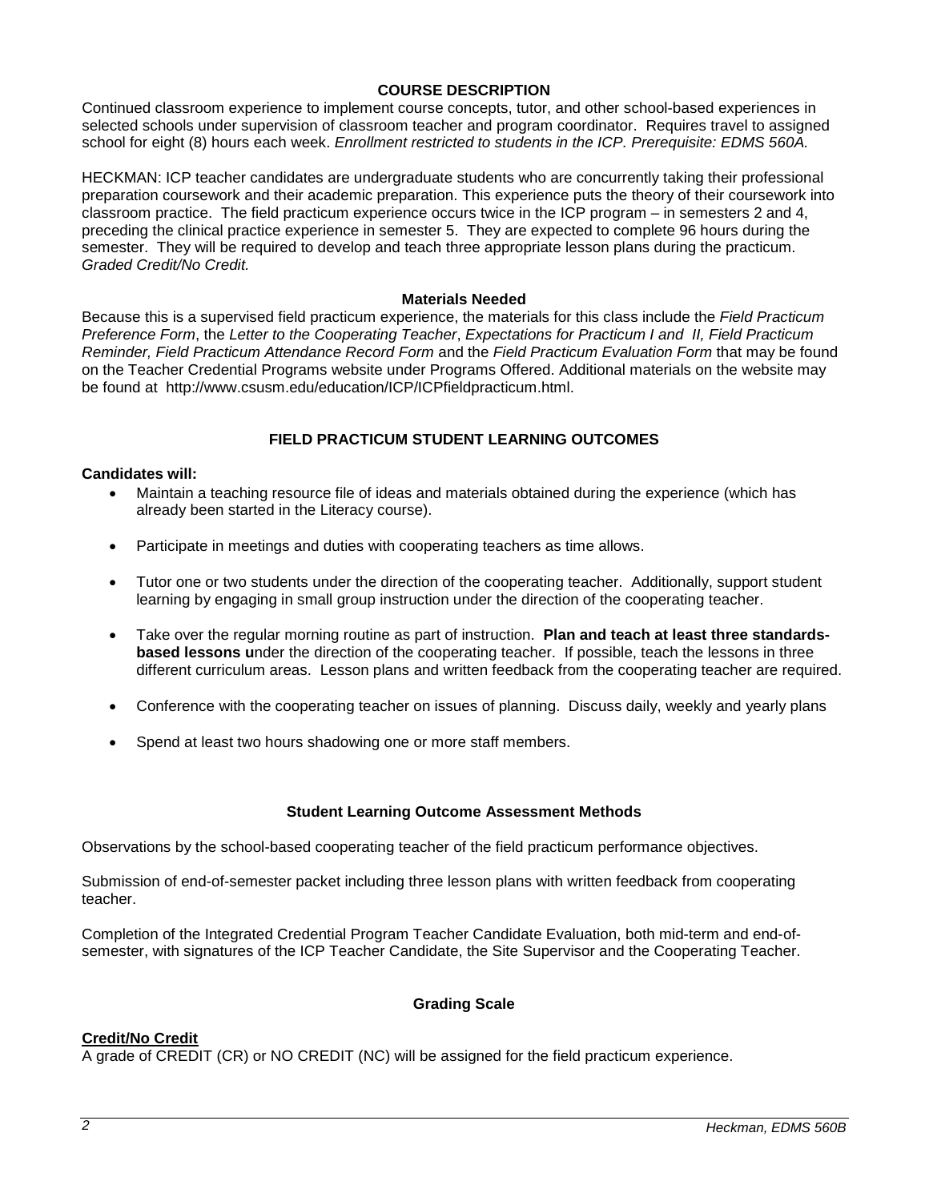## COURSE DESCRIPTION

Continued classroom experience to implement course concepts, tutor, and other school-based experiences in selected schools under supervision of classroom teacher and program coordinator. Requires travel to assigned school for eight (8) hours each week. *Enrollment restricted to students in the ICP. Prerequisite: EDMS 560A.*

HECKMAN: ICP teacher candidates are undergraduate students who are concurrently taking their professional preparation coursework and their academic preparation. This experience puts the theory of their coursework into classroom practice. The field practicum experience occurs twice in the ICP program – in semesters 2 and 4, preceding the clinical practice experience in semester 5. They are expected to complete 96 hours during the semester. They will be required to develop and teach three appropriate lesson plans during the practicum. *Graded Credit/No Credit.*

### Materials Needed

Because this is a supervised field practicum experience, the materials for this class include the *Field Practicum Preference Form*, the *Letter to the Cooperating Teacher*, *Expectations for Practicum I and II, Field Practicum Reminder, Field Practicum Attendance Record Form* and the *Field Practicum Evaluation Form* that may be found on the Teacher Credential Programs website under Programs Offered. Additional materials on the website may be found at http://www.csusm.edu/education/ICP/ICPfieldpracticum.html.

## FIELD PRACTICUM STUDENT LEARNING OUTCOMES

**Candidates will:**

- Maintain a teaching resource file of ideas and materials obtained during the experience (which has already been started in the Literacy course).
- Participate in meetings and duties with cooperating teachers as time allows.
- Tutor one or two students under the direction of the cooperating teacher. Additionally, support student learning by engaging in small group instruction under the direction of the cooperating teacher.
- Take over the regular morning routine as part of instruction. **Plan and teach at least three standards-based lessons u**nder the direction of the cooperating teacher. If possible, teach the lessons in three different curriculum areas. Lesson plans and written feedback from the cooperating teacher are required.
- Conference with the cooperating teacher on issues of planning. Discuss daily, weekly and yearly plans
- Spend at least two hours shadowing one or more staff members.

### Student Learning Outcome Assessment Methods

Observations by the school-based cooperating teacher of the field practicum performance objectives.

Submission of end-of-semester packet including three lesson plans with written feedback from cooperating teacher.

Completion of the Integrated Credential Program Teacher Candidate Evaluation, both mid-term and end-of-semester, with signatures of the ICP Teacher Candidate, the Site Supervisor and the Cooperating Teacher.

### Grading Scale

**Credit/No Credit**

A grade of CREDIT (CR) or NO CREDIT (NC) will be assigned for the field practicum experience.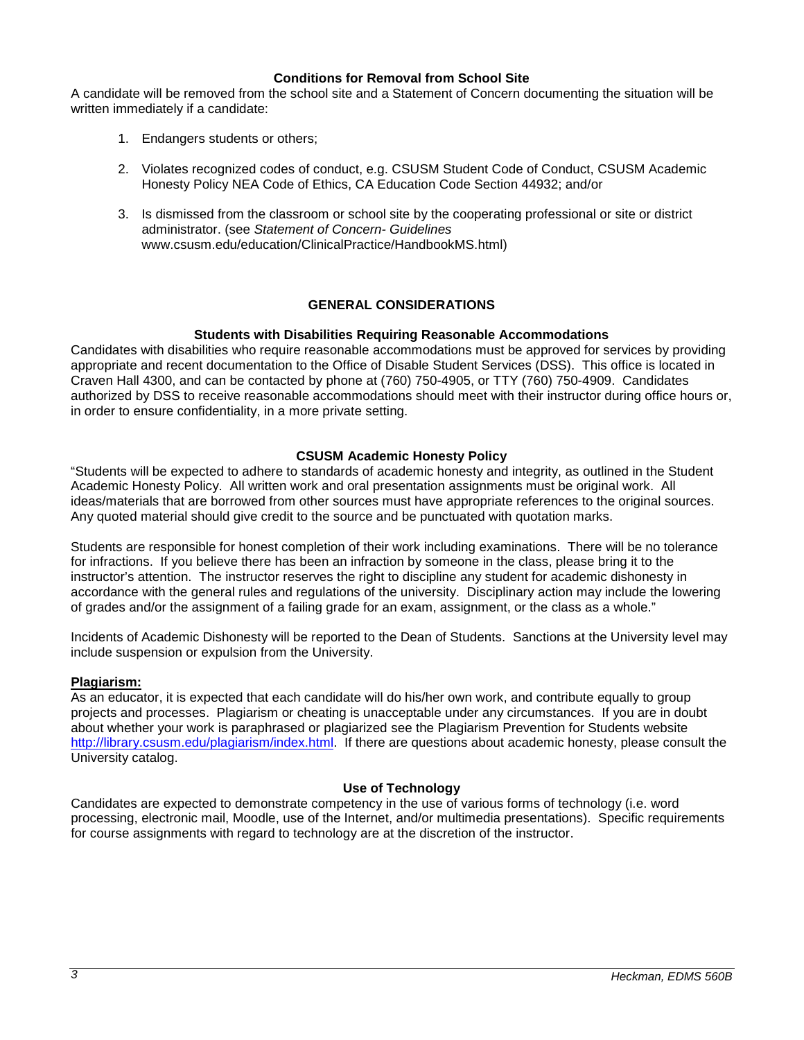### Conditions for Removal from School Site

A candidate will be removed from the school site and a Statement of Concern documenting the situation will be written immediately if a candidate:

1. Endangers students or others;
2. Violates recognized codes of conduct, e.g. CSUSM Student Code of Conduct, CSUSM Academic Honesty Policy NEA Code of Ethics, CA Education Code Section 44932; and/or
3. Is dismissed from the classroom or school site by the cooperating professional or site or district administrator. (see *Statement of Concern- Guidelines* www.csusm.edu/education/ClinicalPractice/HandbookMS.html)

## GENERAL CONSIDERATIONS

### Students with Disabilities Requiring Reasonable Accommodations

Candidates with disabilities who require reasonable accommodations must be approved for services by providing appropriate and recent documentation to the Office of Disable Student Services (DSS). This office is located in Craven Hall 4300, and can be contacted by phone at (760) 750-4905, or TTY (760) 750-4909. Candidates authorized by DSS to receive reasonable accommodations should meet with their instructor during office hours or, in order to ensure confidentiality, in a more private setting.

### CSUSM Academic Honesty Policy

"Students will be expected to adhere to standards of academic honesty and integrity, as outlined in the Student Academic Honesty Policy. All written work and oral presentation assignments must be original work. All ideas/materials that are borrowed from other sources must have appropriate references to the original sources. Any quoted material should give credit to the source and be punctuated with quotation marks.

Students are responsible for honest completion of their work including examinations. There will be no tolerance for infractions. If you believe there has been an infraction by someone in the class, please bring it to the instructor's attention. The instructor reserves the right to discipline any student for academic dishonesty in accordance with the general rules and regulations of the university. Disciplinary action may include the lowering of grades and/or the assignment of a failing grade for an exam, assignment, or the class as a whole."

Incidents of Academic Dishonesty will be reported to the Dean of Students. Sanctions at the University level may include suspension or expulsion from the University.

**Plagiarism:**

As an educator, it is expected that each candidate will do his/her own work, and contribute equally to group projects and processes. Plagiarism or cheating is unacceptable under any circumstances. If you are in doubt about whether your work is paraphrased or plagiarized see the Plagiarism Prevention for Students website http://library.csusm.edu/plagiarism/index.html. If there are questions about academic honesty, please consult the University catalog.

### Use of Technology

Candidates are expected to demonstrate competency in the use of various forms of technology (i.e. word processing, electronic mail, Moodle, use of the Internet, and/or multimedia presentations). Specific requirements for course assignments with regard to technology are at the discretion of the instructor.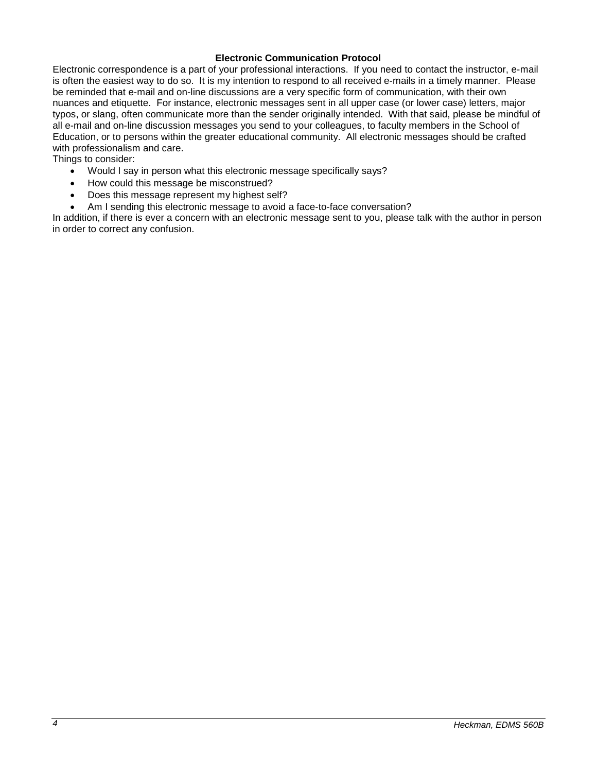**Electronic Communication Protocol**

Electronic correspondence is a part of your professional interactions. If you need to contact the instructor, e-mail is often the easiest way to do so. It is my intention to respond to all received e-mails in a timely manner. Please be reminded that e-mail and on-line discussions are a very specific form of communication, with their own nuances and etiquette. For instance, electronic messages sent in all upper case (or lower case) letters, major typos, or slang, often communicate more than the sender originally intended. With that said, please be mindful of all e-mail and on-line discussion messages you send to your colleagues, to faculty members in the School of Education, or to persons within the greater educational community. All electronic messages should be crafted with professionalism and care.

Things to consider:

- Would I say in person what this electronic message specifically says?
- How could this message be misconstrued?
- Does this message represent my highest self?
- Am I sending this electronic message to avoid a face-to-face conversation?

In addition, if there is ever a concern with an electronic message sent to you, please talk with the author in person in order to correct any confusion.